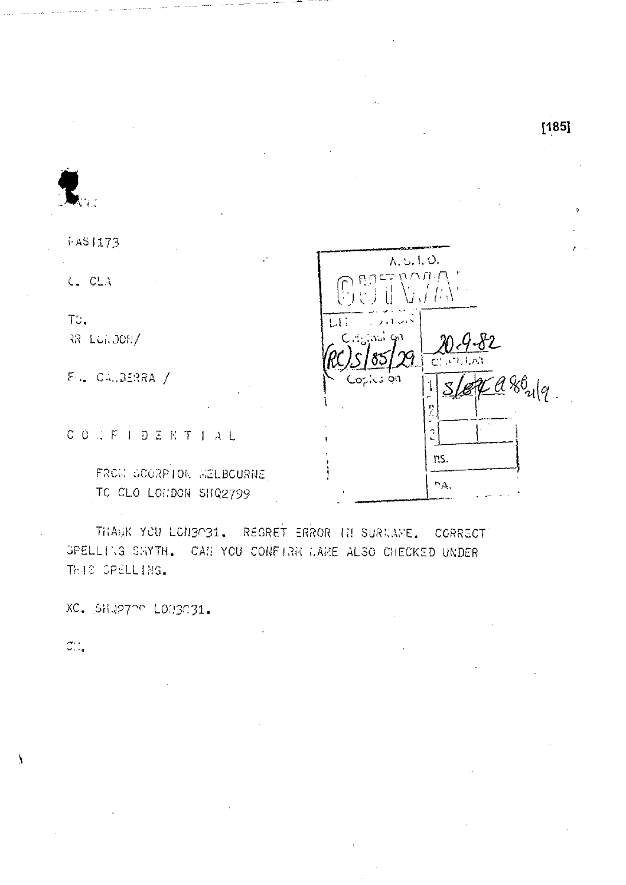[185]

FAS1173

C. CLA

TO.
RR LONDON/

FM. CANBERRA /

| A.S.I.O. | |
|---|---|
| OUTWA | |
| LIT | |
| Original on (RC)S/85/29 | 20-9-82 |
| Copies on | 1 S/84 A880 21/9 |
| | 2 |
| | 3 |
| | DS. |
| | PA. |

C O N F I D E N T I A L

FROM SCORPION MELBOURNE
TO CLO LONDON SHQ2799

THANK YOU LON3031. REGRET ERROR IN SURNAME. CORRECT SPELLING SMYTH. CAN YOU CONFIRM NAME ALSO CHECKED UNDER THIS SPELLING.

XC. SHQ2799 LON3031.

CM.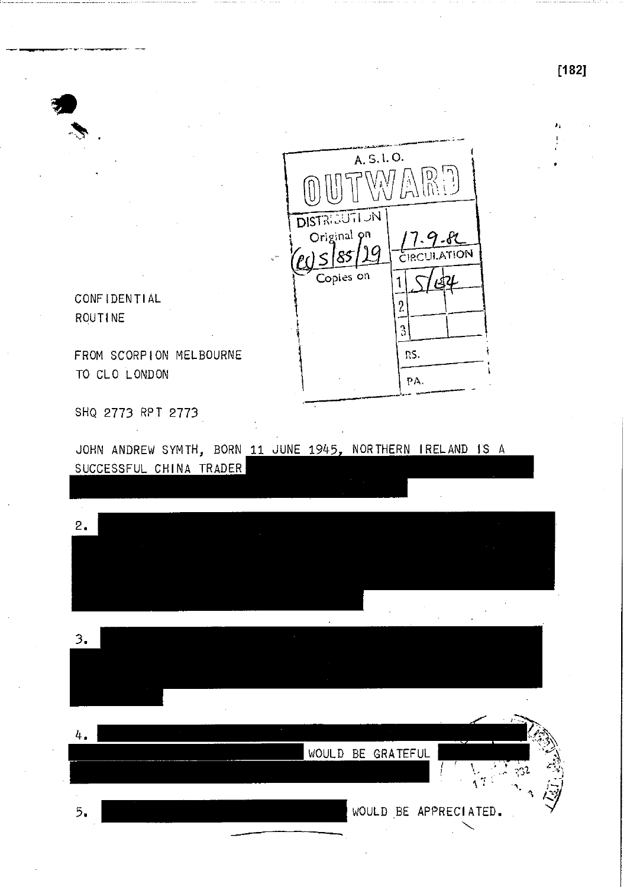A. S. I. O.

OUTWARD

DISTRIBUTION

Original on (cs) S/85/29

17-9-82

CIRCULATION

Copies on

1 S/634

2

3

RS.

PA.

CONFIDENTIAL

ROUTINE

FROM SCORPION MELBOURNE

TO CLO LONDON

SHQ 2773 RPT 2773

JOHN ANDREW SYMTH, BORN 11 JUNE 1945, NORTHERN IRELAND IS A SUCCESSFUL CHINA TRADER

2.

3.

4. WOULD BE GRATEFUL

5. WOULD BE APPRECIATED.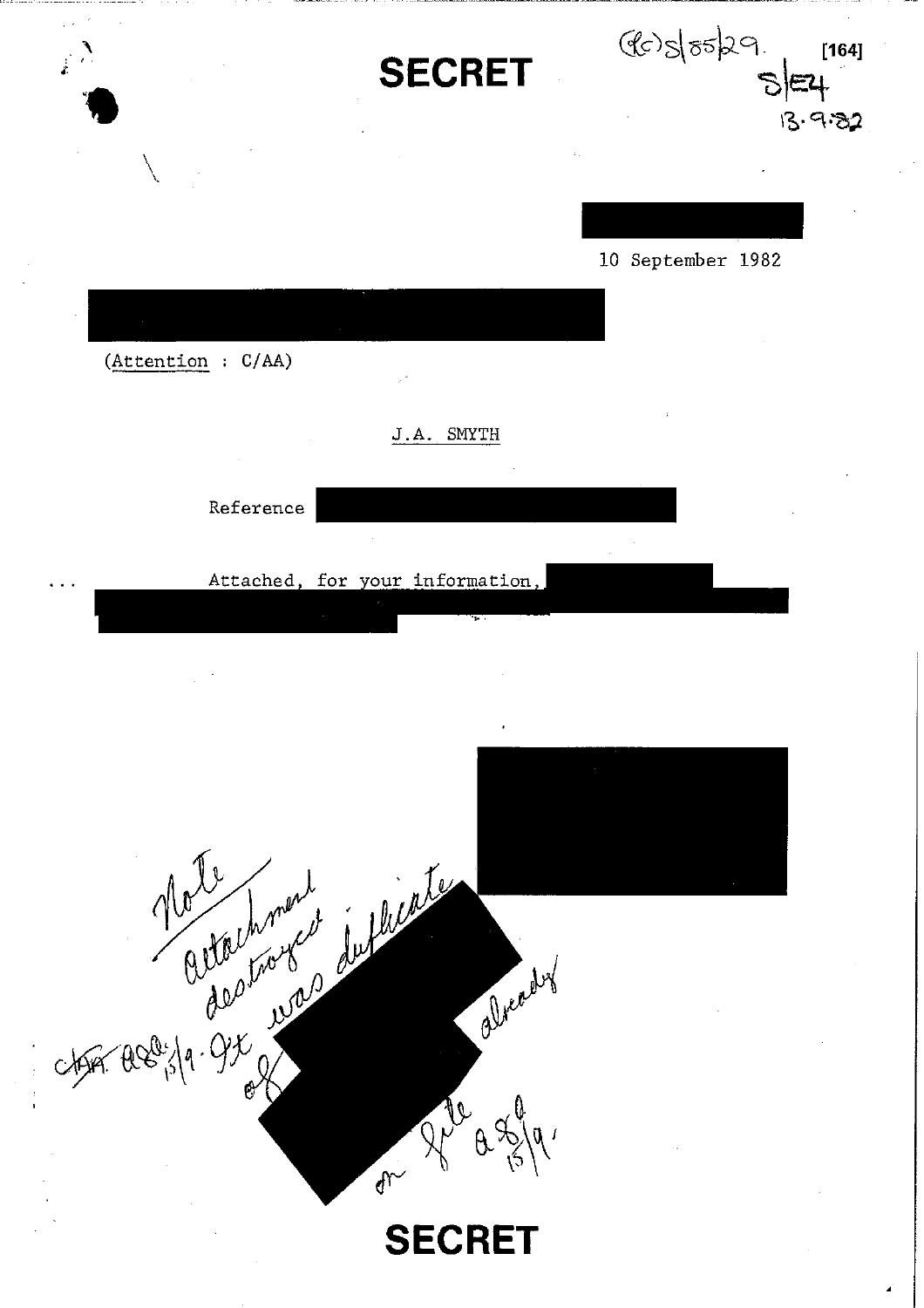**SECRET**

(9c) S/85/29. [164]
S/E4
13.9.82

10 September 1982

(Attention : C/AA)

J.A. SMYTH

Reference

Attached, for your information,

Note attachment destroyed was duplicate of already on file a8a 15/9.

C/AA. a8a 15/9. 9x

**SECRET**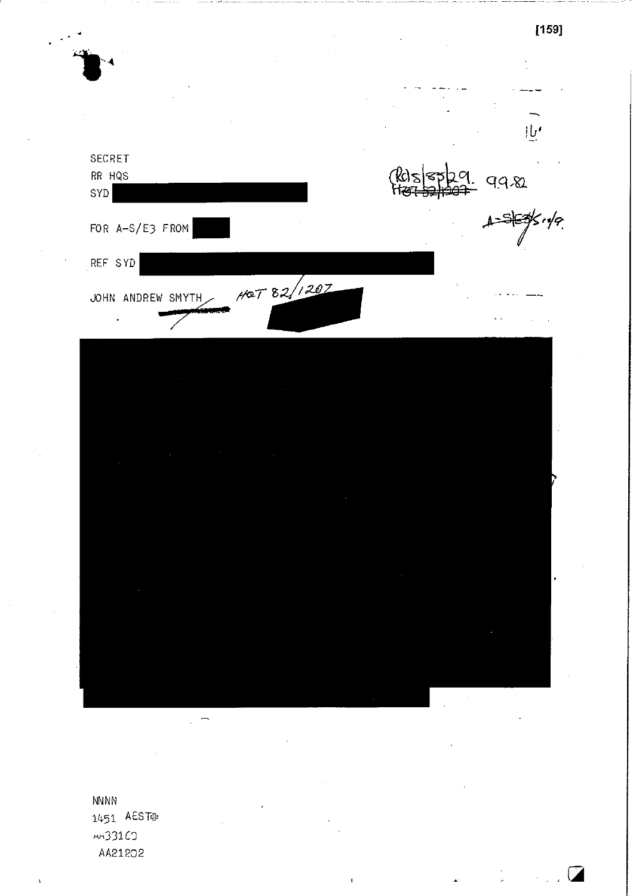SECRET

RR HQS

SYD

FOR A-S/E3 FROM

REF SYD

JOHN ANDREW SMYTH HQT 82/1207

(K)S/85/29. 9.9.82
~~HQT 82/1207~~

A-S/E3/5.10/9.

NNNN

1451 AEST

AA33100

AA21202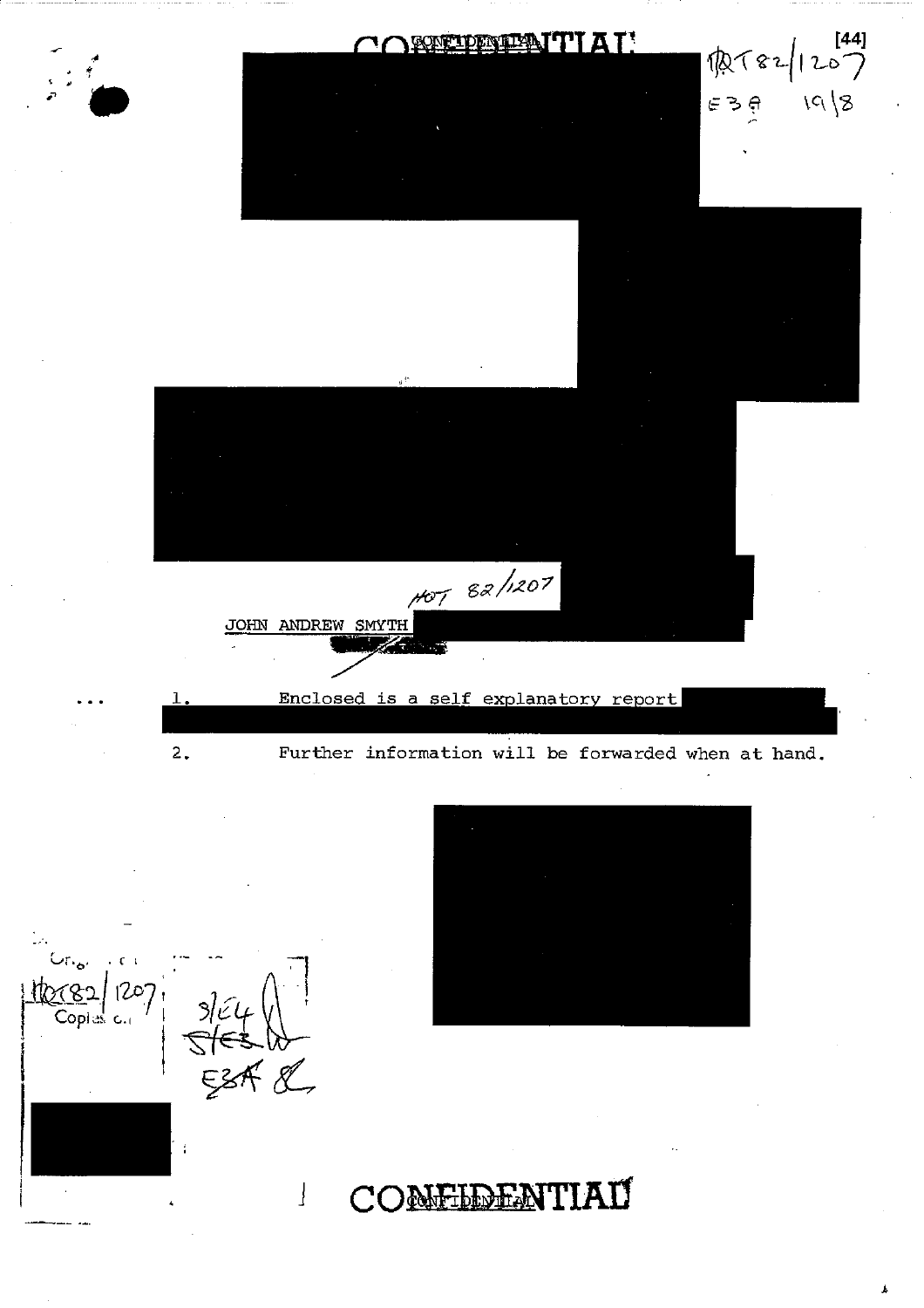CONFIDENTIAL

[44]

HQT 82/1207
E3A 19/8

HQT 82/1207

JOHN ANDREW SMYTH

1. Enclosed is a self explanatory report

2. Further information will be forwarded when at hand.

Orig. ...
HQT82/1207
Copies ...

S/E4
S/E3
E3A

CONFIDENTIAL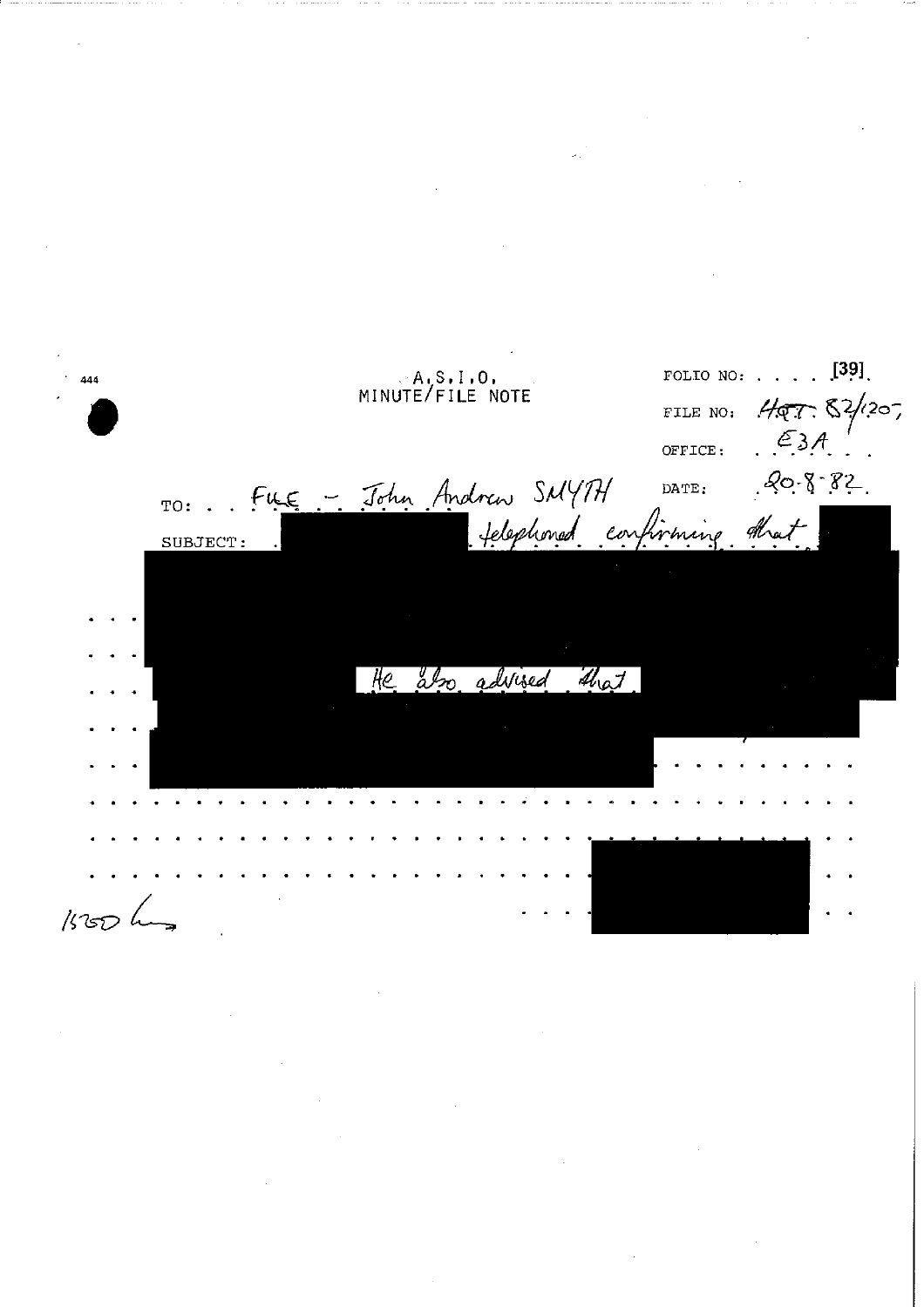444

**A.S.I.O.**
**MINUTE/FILE NOTE**

FOLIO NO: [39]

FILE NO: 4QT 82/120

OFFICE: E3A

TO: FILE - John Andrew SMYTH

DATE: 20-8-82.

SUBJECT: [REDACTED] telephoned confirming that [REDACTED]

[REDACTED]

He also advised that [REDACTED]

[REDACTED]

[REDACTED]

1550 hrs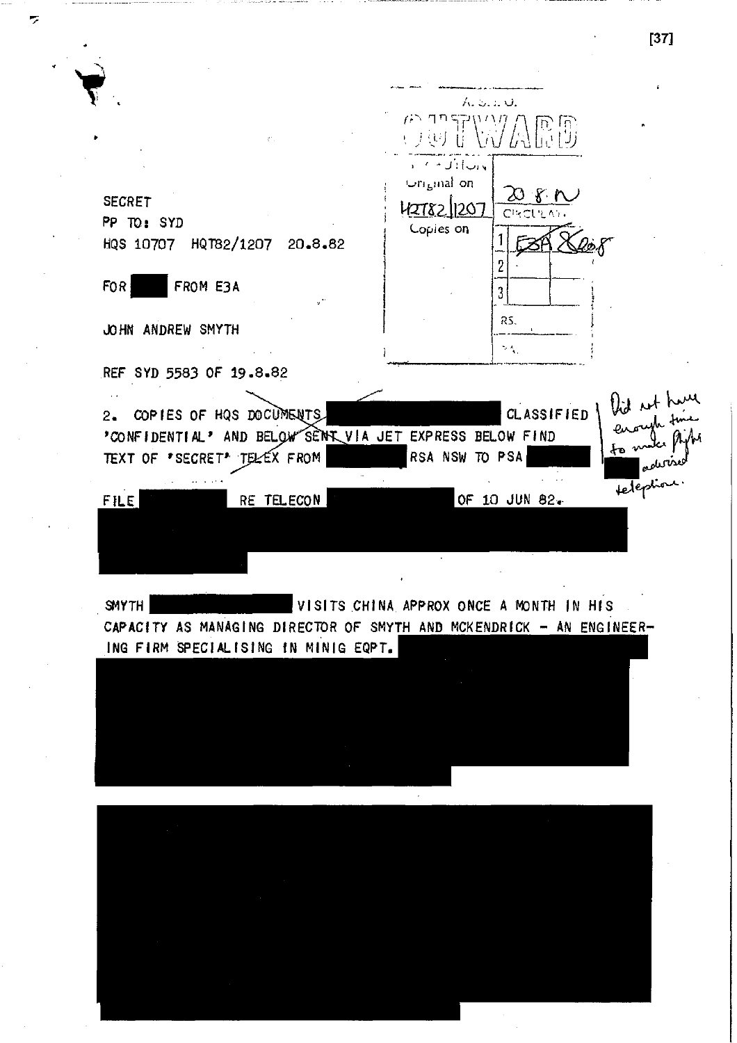A.S.I.O.

OUTWARD

[stamp text illegible]

Original on HQT82/1207 | 20.8.82 CIRCULATE

Copies on

1 E3A 20.8

2

3

RS.

SECRET

PP TO: SYD

HQS 10707 HQT82/1207 20.8.82

FOR [redacted] FROM E3A

JOHN ANDREW SMYTH

REF SYD 5583 OF 19.8.82

2. COPIES OF HQS DOCUMENTS [redacted] CLASSIFIED 'CONFIDENTIAL' AND BELOW SENT VIA JET EXPRESS BELOW FIND TEXT OF 'SECRET' TELEX FROM [redacted] RSA NSW TO PSA [redacted]

*Did not have enough time to make flight [redacted] advised telephone.*

FILE [redacted] RE TELECON [redacted] OF 10 JUN 82.

[redacted]

SMYTH [redacted] VISITS CHINA APPROX ONCE A MONTH IN HIS CAPACITY AS MANAGING DIRECTOR OF SMYTH AND MCKENDRICK - AN ENGINEERING FIRM SPECIALISING IN MINIG EQPT. [redacted]

[redacted]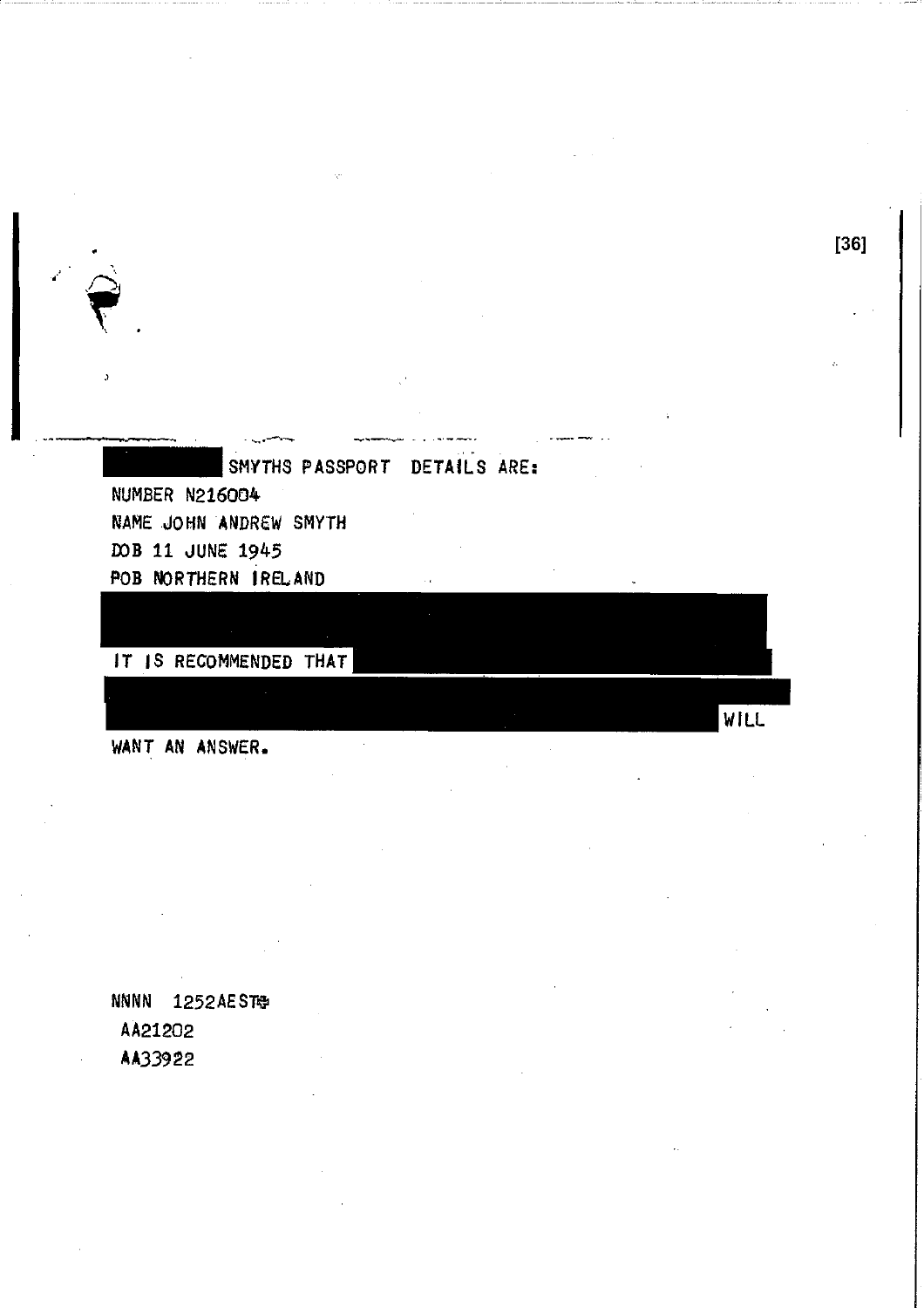SMYTHS PASSPORT DETAILS ARE:

NUMBER N216004

NAME JOHN ANDREW SMYTH

DOB 11 JUNE 1945

POB NORTHERN IRELAND

IT IS RECOMMENDED THAT WILL

WANT AN ANSWER.

NNNN 1252AEST

AA21202

AA33922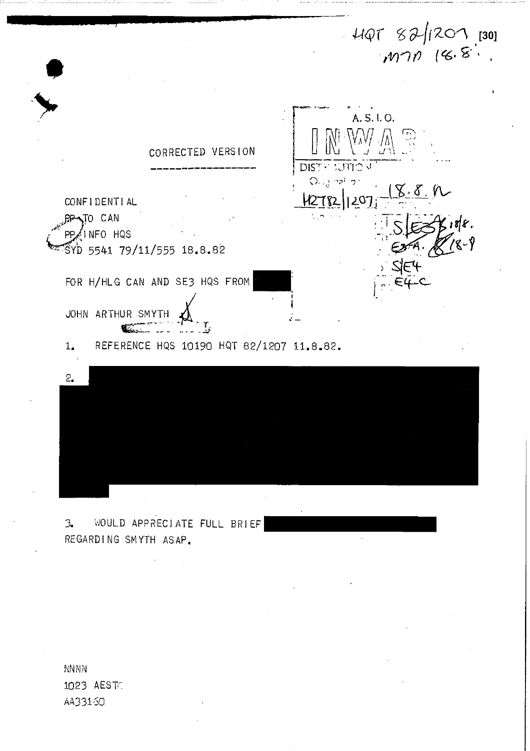HQT 82/1207 [30]
MTD 18.8.

A.S.I.O.

INWARD

DISTRIBUTION

Original to:

H2T82/1207 18.8.82

S/E3 18/8.

E3A. 18-8

S/E4

E4-C

CORRECTED VERSION

CONFIDENTIAL

PP TO CAN

PP INFO HQS

SYD 5541 79/11/555 18.8.82

FOR H/HLG CAN AND SE3 HQS FROM ██████

JOHN ARTHUR SMYTH

1. REFERENCE HQS 10190 HQT 82/1207 11.8.82.

2. ████████████████████████████████████████

3. WOULD APPRECIATE FULL BRIEF ██████████████ REGARDING SMYTH ASAP.

NNNN

1023 AEST

AA33160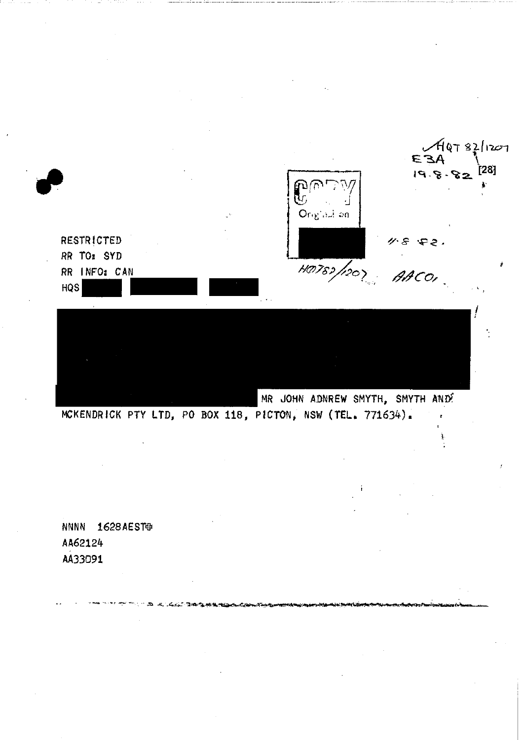HQT 82/1207
E3A
19.8.82 [28]

COPY
Origination

11.8.82.

RESTRICTED
RR TO: SYD
RR INFO: CAN
HQS

HQ782/1207 AACO.

MR JOHN ADNREW SMYTH, SMYTH AND MCKENDRICK PTY LTD, PO BOX 118, PICTON, NSW (TEL. 771634).

NNNN 1628AEST
AA62124
AA33091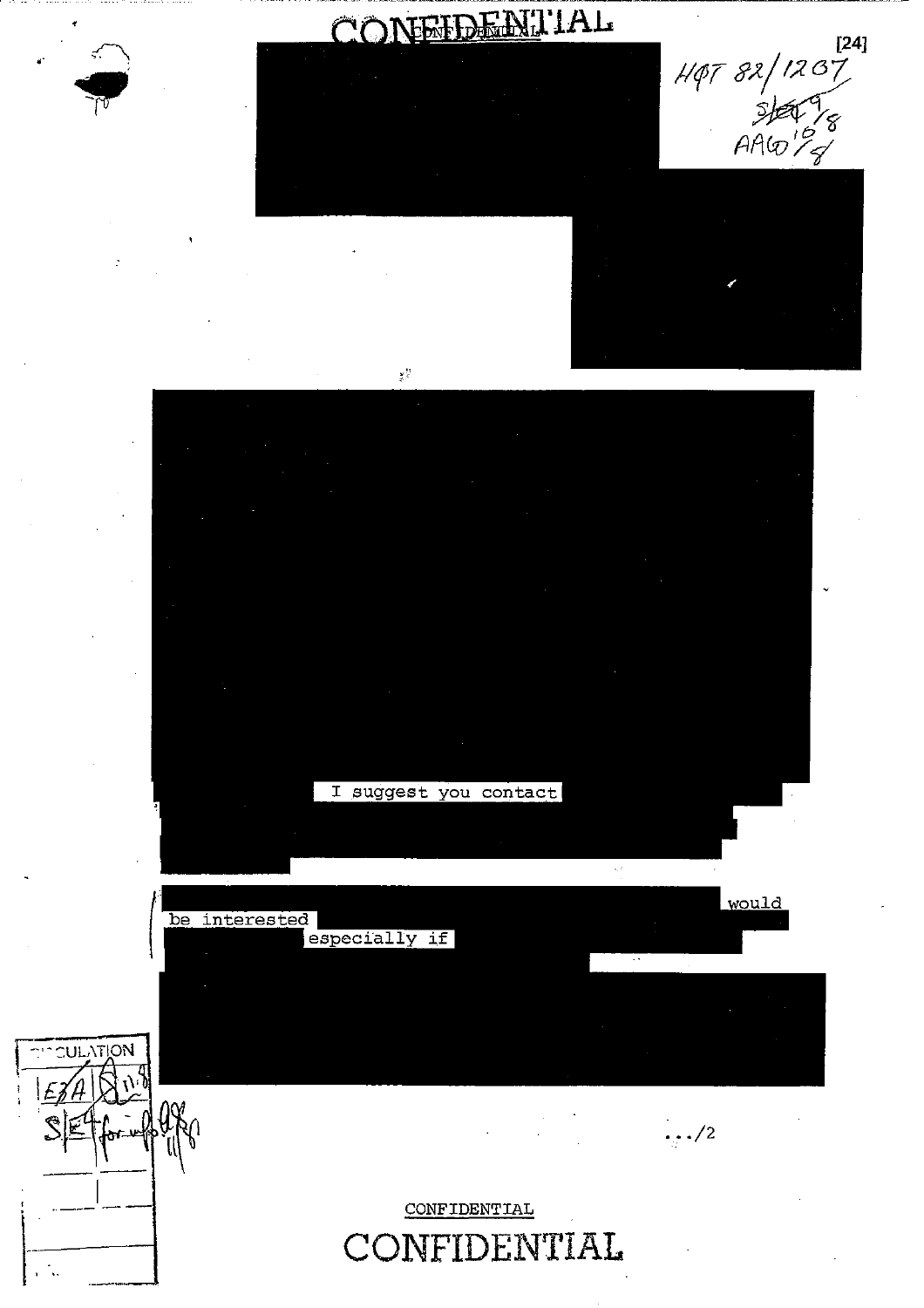CONFIDENTIAL

[24]

HQT 82/1207
S/E 9/8
AAG 10/8

I suggest you contact

would be interested

especially if

CIRCULATION

E3A 11/8

S/E4 for info 11/8

.../2

CONFIDENTIAL

CONFIDENTIAL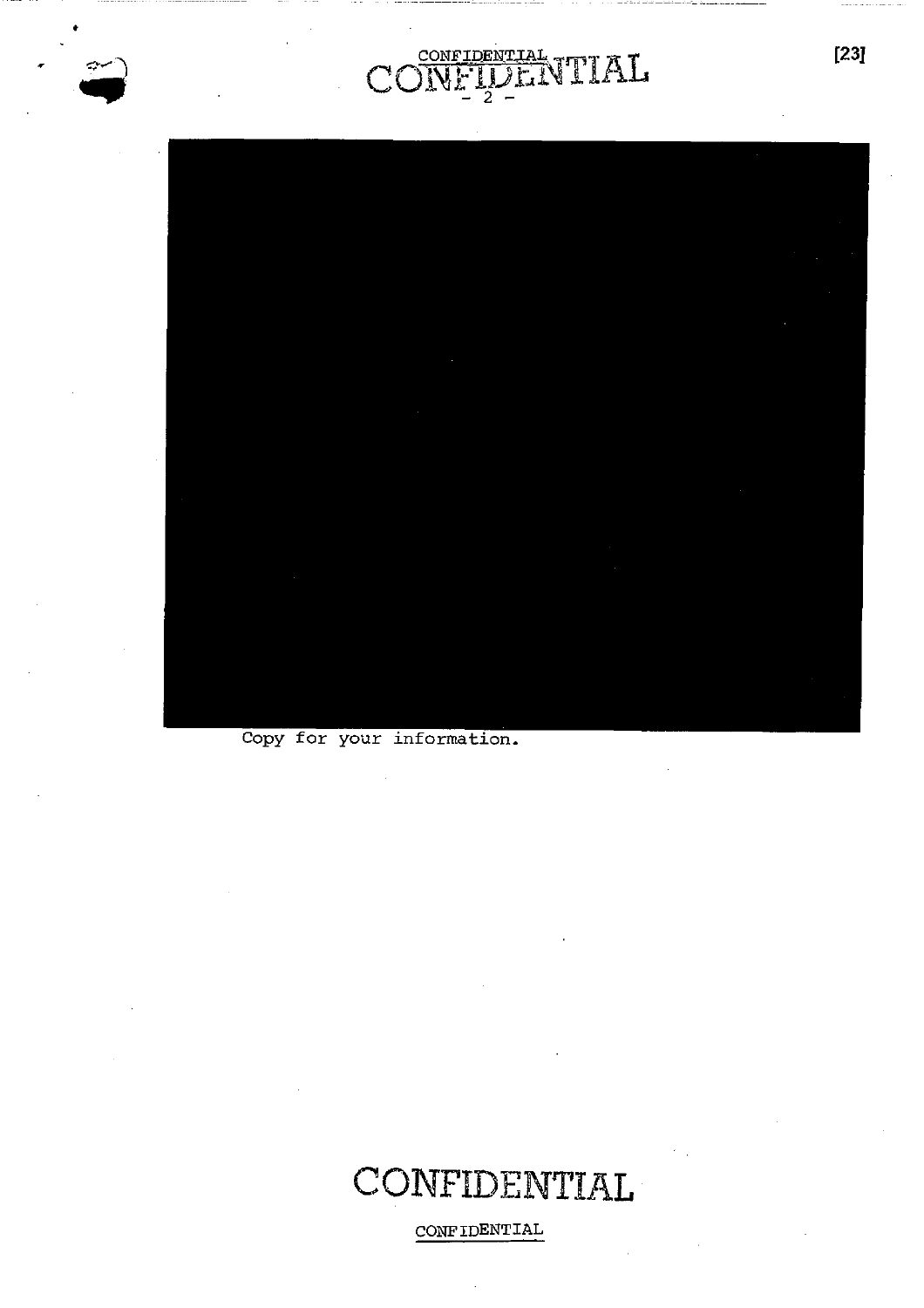CONFIDENTIAL

CONFIDENTIAL

- 2 -

Copy for your information.

CONFIDENTIAL

CONFIDENTIAL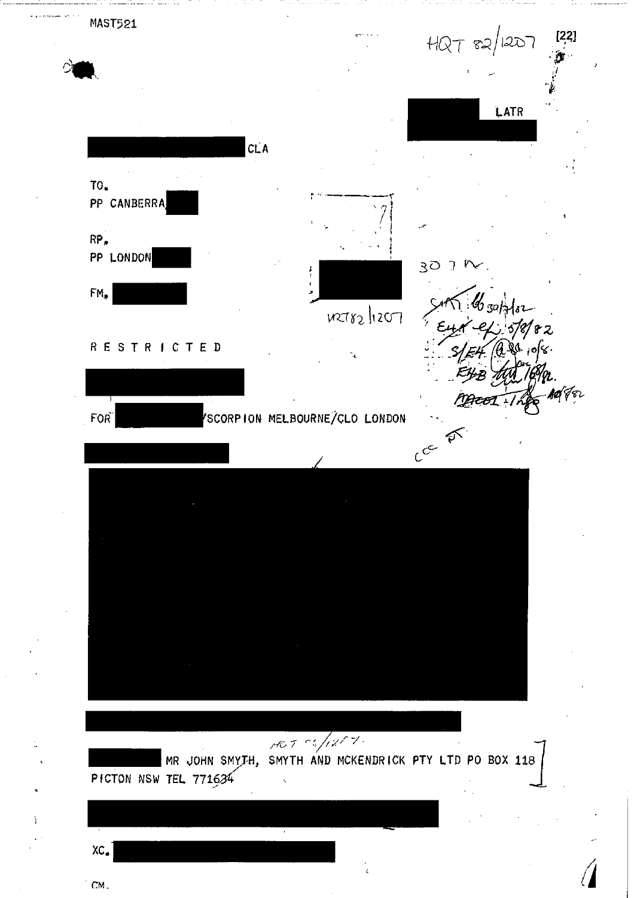MAST521

HQT 82/1207 [22]

LATR

CLA

TO.
PP CANBERRA

RP.
PP LONDON

FM.

307 N.

HQT 82/1207

RESTRICTED

FOR /SCORPION MELBOURNE/CLO LONDON

HQT 82/1207.

MR JOHN SMYTH, SMYTH AND MCKENDRICK PTY LTD PO BOX 118 PICTON NSW TEL 771634

XC.

CM.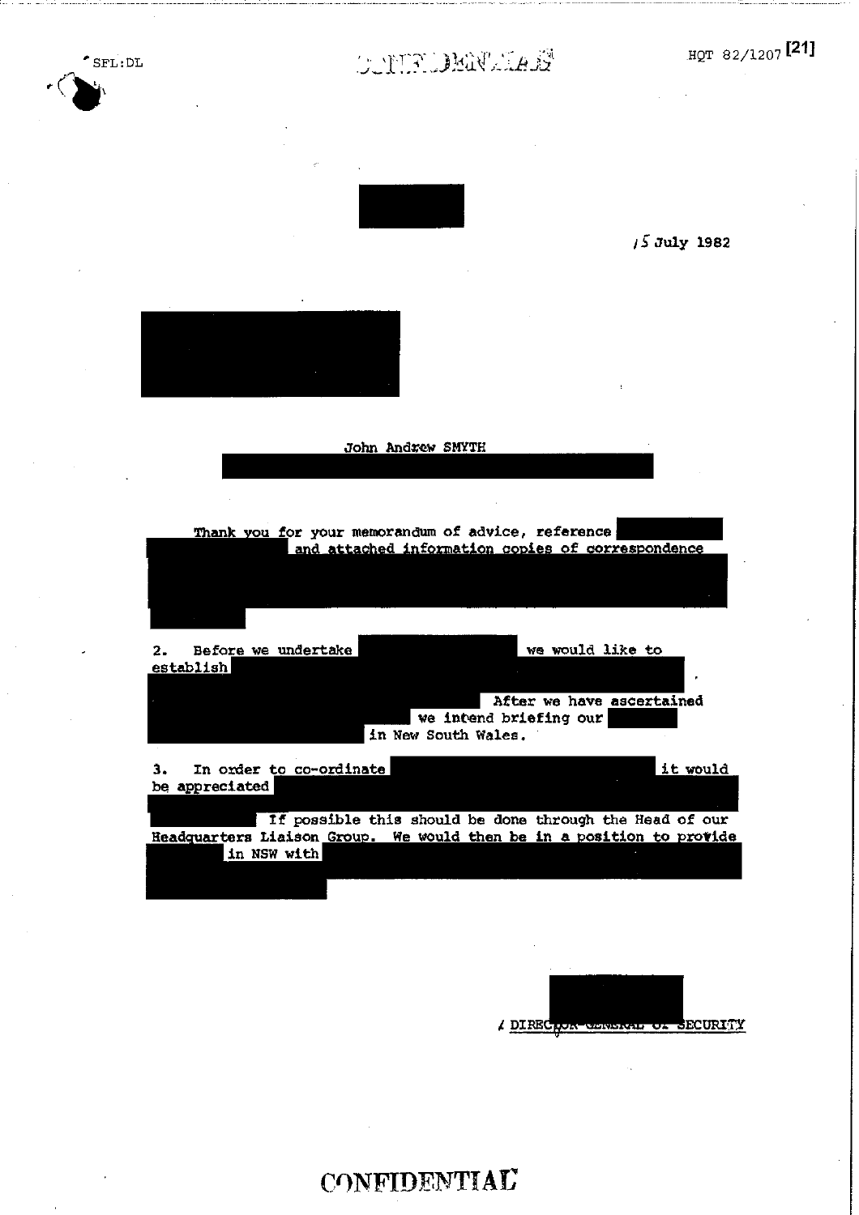SFL:DL

CONFIDENTIAL

HQT 82/1207 [21]

15 July 1982

John Andrew SMYTH

Thank you for your memorandum of advice, reference and attached information copies of correspondence

2. Before we undertake we would like to establish After we have ascertained we intend briefing our in New South Wales.

3. In order to co-ordinate it would be appreciated If possible this should be done through the Head of our Headquarters Liaison Group. We would then be in a position to provide in NSW with

/ DIRECTOR-GENERAL OF SECURITY

CONFIDENTIAL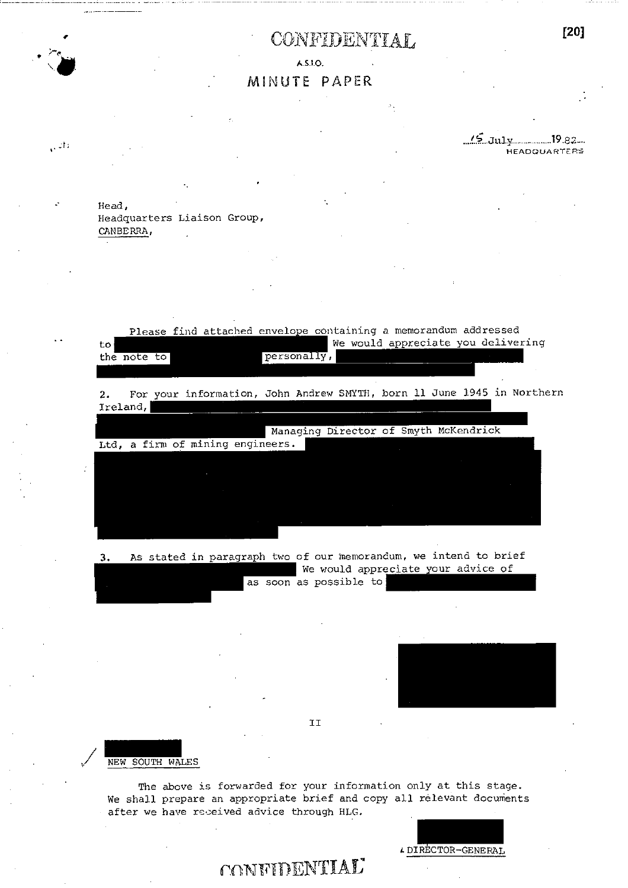CONFIDENTIAL

A.S.I.O.

MINUTE PAPER

15 July 1982
HEADQUARTERS

Head,
Headquarters Liaison Group,
CANBERRA,

Please find attached envelope containing a memorandum addressed to [redacted] We would appreciate you delivering the note to [redacted] personally, [redacted]

2. For your information, John Andrew SMYTH, born 11 June 1945 in Northern Ireland, [redacted] Managing Director of Smyth McKendrick Ltd, a firm of mining engineers. [redacted]

3. As stated in paragraph two of our memorandum, we intend to brief [redacted] We would appreciate your advice of [redacted] as soon as possible to [redacted]

[redacted]

II

[redacted]
NEW SOUTH WALES

The above is forwarded for your information only at this stage. We shall prepare an appropriate brief and copy all relevant documents after we have received advice through HLG.

[redacted]
DIRECTOR-GENERAL

CONFIDENTIAL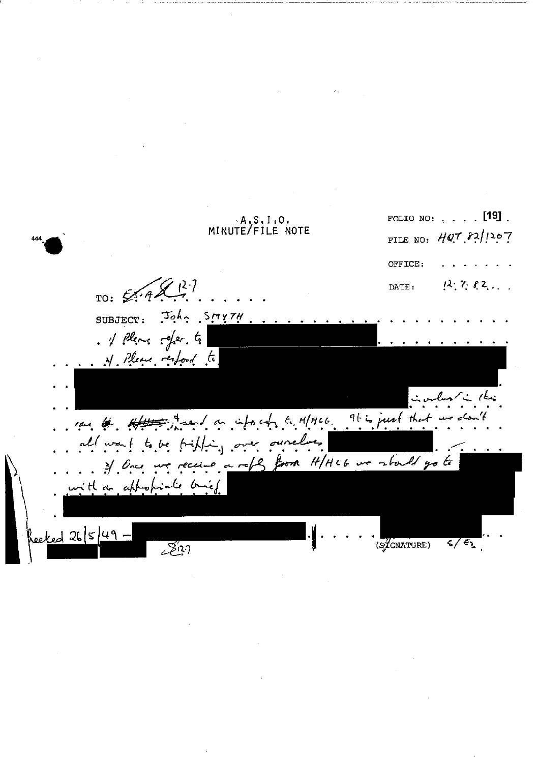A.S.I.O.
MINUTE/FILE NOTE

FOLIO NO: [19]

FILE NO: HQT 82/1207

OFFICE:

DATE: 12.7.82

TO: E.A. [?] R.7

SUBJECT: John SMYTH

1/ Please refer to ██████████

2/ Please respond to ██████████ ██████████ ██████████ involved in this case ~~to~~. ~~H/HCG~~ I send an info copy to H/HCG. It is just that we don't all want to be tripping over ourselves ██████████.

3/ Once we receive a reply from H/HCG we should go to ██████████ with an appropriate brief. ██████████ ██████████

Checked 26/5/49 – ██████████

R27

(SIGNATURE) S/E2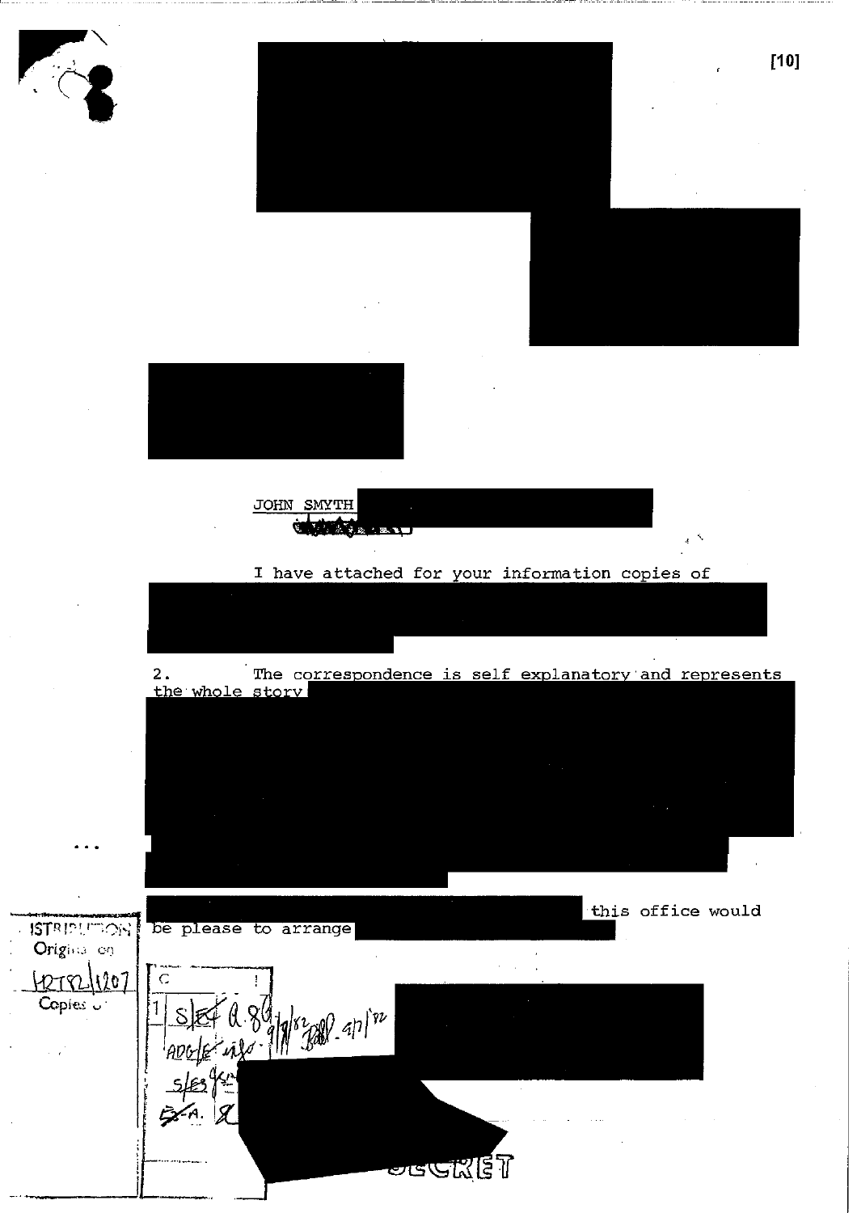JOHN SMYTH

I have attached for your information copies of

2. The correspondence is self explanatory and represents the whole story

this office would be please to arrange

DISTRIBUTION
Original on
HRT82/1207
Copies

C
1 S/E4 A.8G 9/9/82 ADG/E info 9/9/82 SEP. 9/7/82
S/E3
E4-A.

SECRET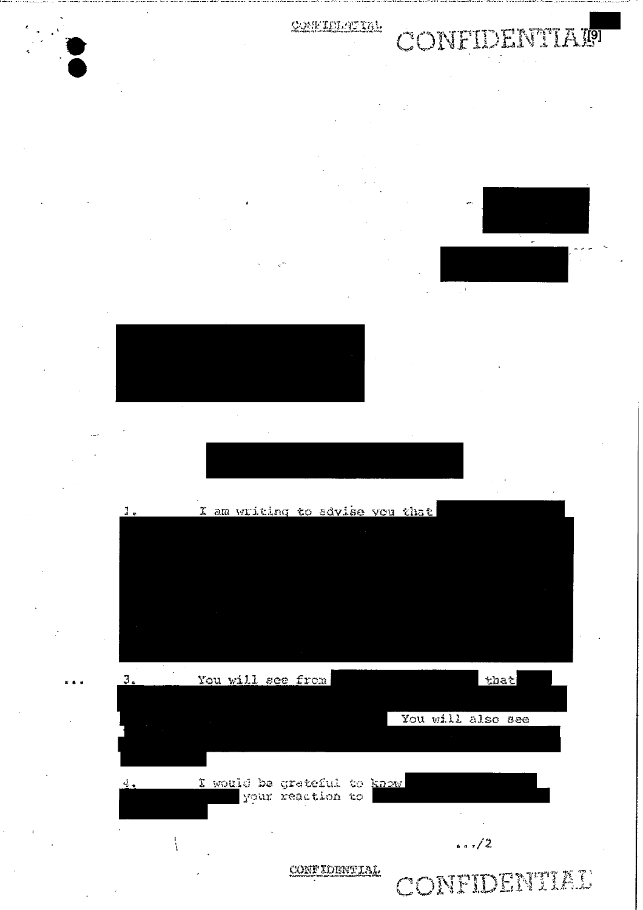CONFIDENTIAL

1. I am writing to advise you that

3. You will see from that You will also see

4. I would be grateful to know your reaction to

.../2

CONFIDENTIAL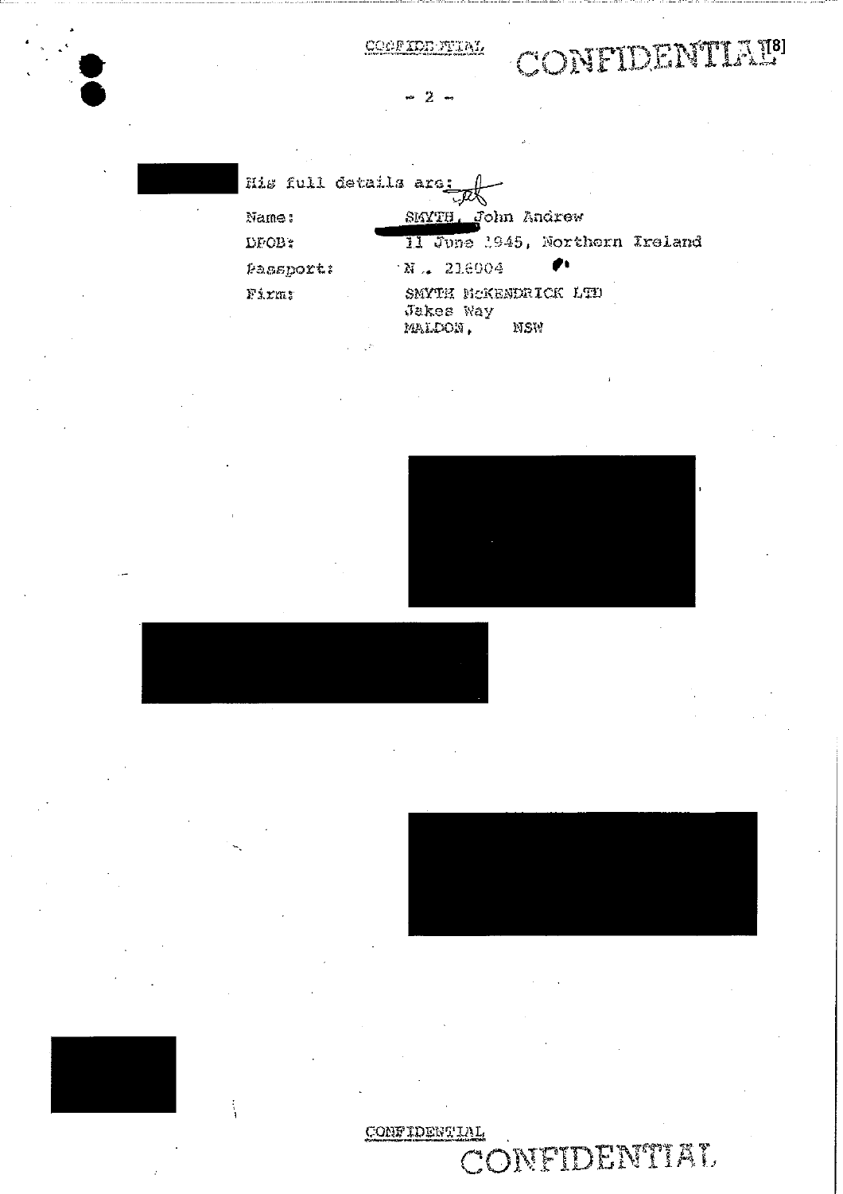CONFIDENTIAL

His full details are:

| | |
|---|---|
| Name: | SMYTH, John Andrew |
| DPOB: | 11 June 1945, Northern Ireland |
| Passport: | N . 216004 |
| Firm: | SMYTH McKENDRICK LTD<br>Jakes Way<br>MALDON, NSW |

CONFIDENTIAL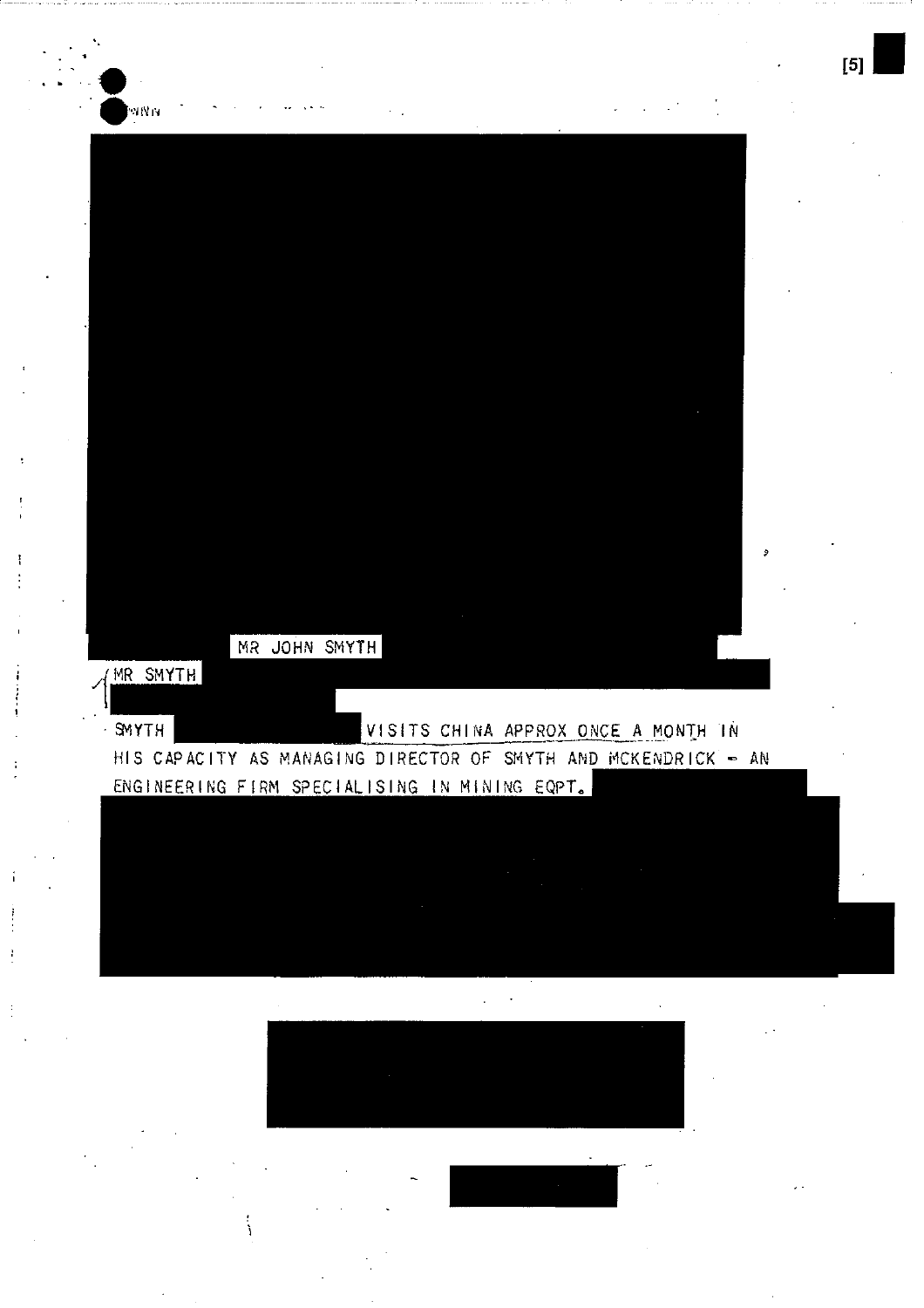MR JOHN SMYTH

MR SMYTH

SMYTH VISITS CHINA APPROX ONCE A MONTH IN HIS CAPACITY AS MANAGING DIRECTOR OF SMYTH AND MCKENDRICK - AN ENGINEERING FIRM SPECIALISING IN MINING EQPT.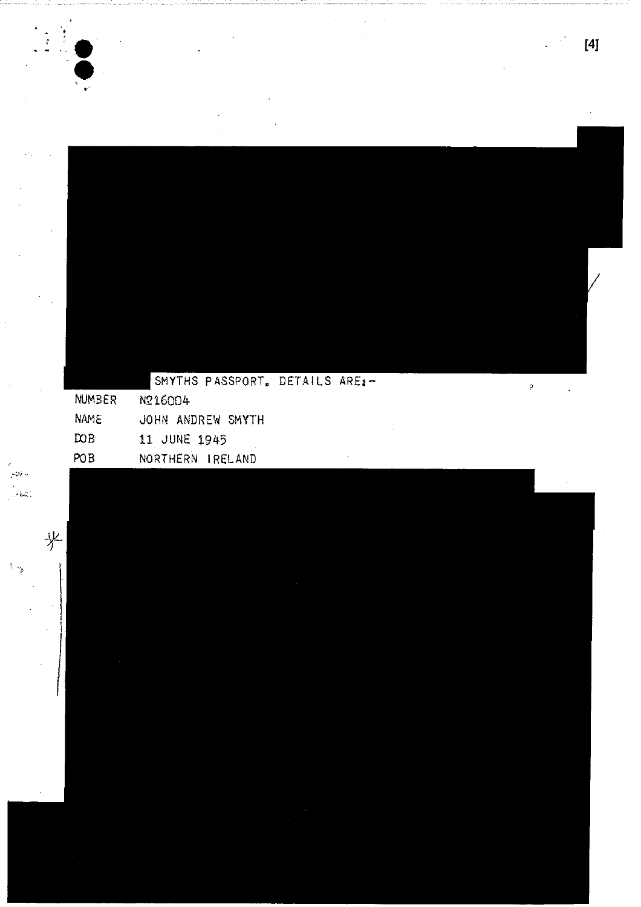SMYTHS PASSPORT. DETAILS ARE:-

| | |
|---|---|
| NUMBER | N216004 |
| NAME | JOHN ANDREW SMYTH |
| DOB | 11 JUNE 1945 |
| POB | NORTHERN IRELAND |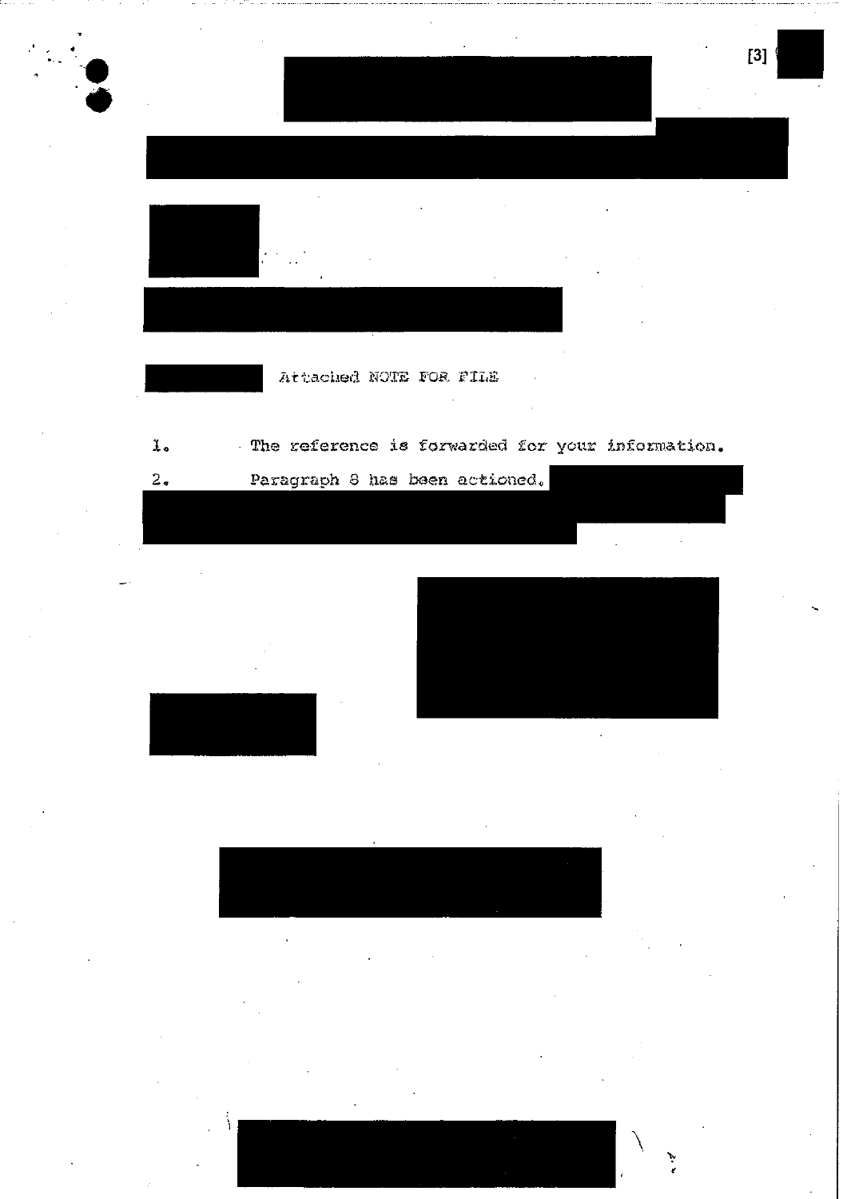Attached NOTE FOR FILE

1. The reference is forwarded for your information.
2. Paragraph 8 has been actioned.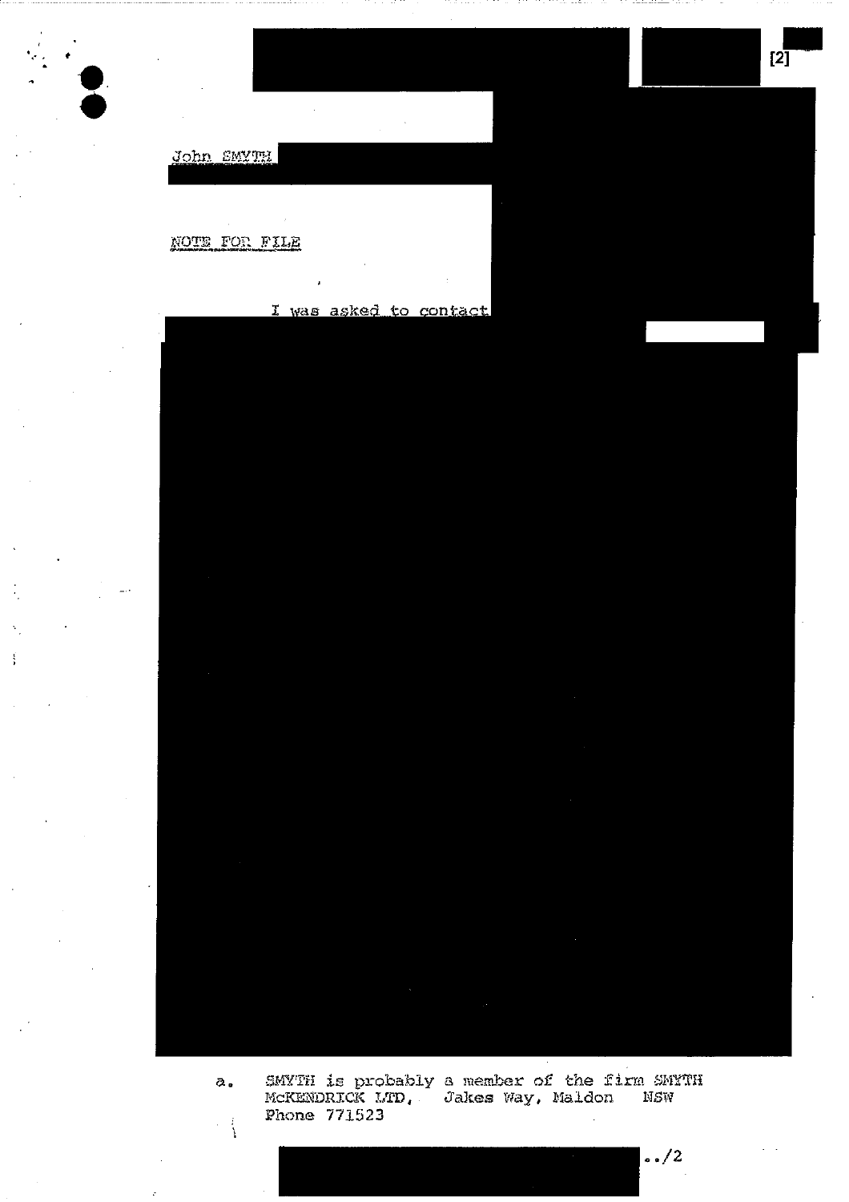John SMYTH

NOTE FOR FILE

I was asked to contact

a. SMYTH is probably a member of the firm SMYTH McKENDRICK LTD, Jakes Way, Maldon NSW Phone 771523

../2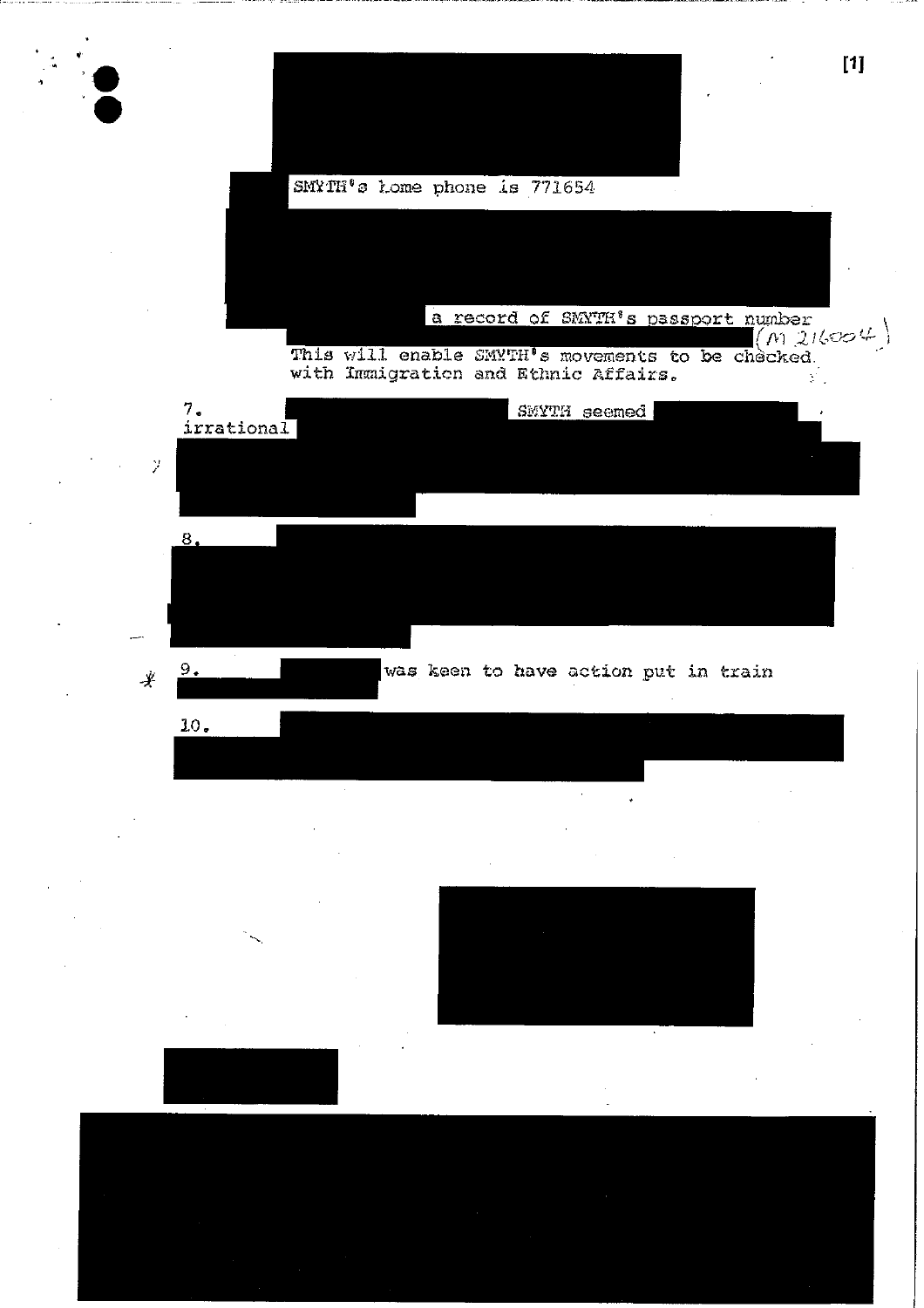SMYTH's home phone is 771654

a record of SMYTH's passport number (M 216004)

This will enable SMYTH's movements to be checked with Immigration and Ethnic Affairs.

7. SMYTH seemed irrational

8.

9. was keen to have action put in train

10.